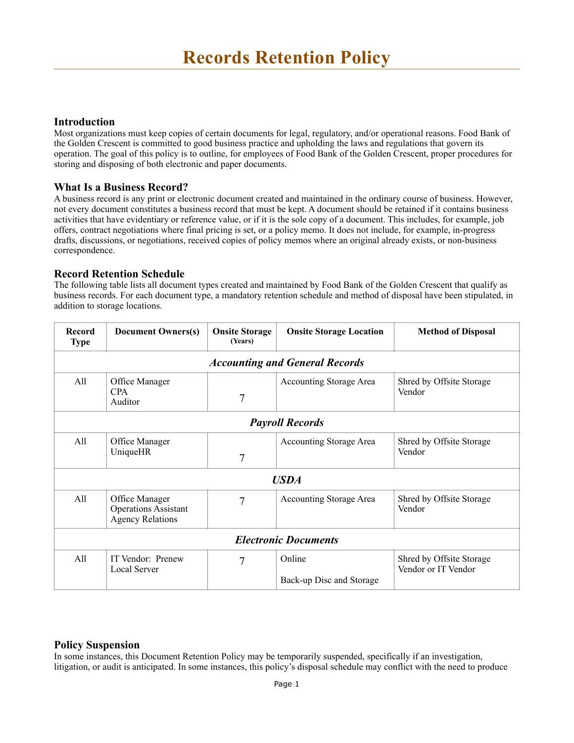# Records Retention Policy

## Introduction

Most organizations must keep copies of certain documents for legal, regulatory, and/or operational reasons. Food Bank of the Golden Crescent is committed to good business practice and upholding the laws and regulations that govern its operation. The goal of this policy is to outline, for employees of Food Bank of the Golden Crescent, proper procedures for storing and disposing of both electronic and paper documents.

## What Is a Business Record?

A business record is any print or electronic document created and maintained in the ordinary course of business. However, not every document constitutes a business record that must be kept. A document should be retained if it contains business activities that have evidentiary or reference value, or if it is the sole copy of a document. This includes, for example, job offers, contract negotiations where final pricing is set, or a policy memo. It does not include, for example, in-progress drafts, discussions, or negotiations, received copies of policy memos where an original already exists, or non-business correspondence.

## Record Retention Schedule

The following table lists all document types created and maintained by Food Bank of the Golden Crescent that qualify as business records. For each document type, a mandatory retention schedule and method of disposal have been stipulated, in addition to storage locations.

| Record Type | Document Owners(s) | Onsite Storage (Years) | Onsite Storage Location | Method of Disposal |
|---|---|---|---|---|
| ***Accounting and General Records*** | | | | |
| All | Office Manager<br>CPA<br>Auditor | 7 | Accounting Storage Area | Shred by Offsite Storage Vendor |
| ***Payroll Records*** | | | | |
| All | Office Manager<br>UniqueHR | 7 | Accounting Storage Area | Shred by Offsite Storage Vendor |
| ***USDA*** | | | | |
| All | Office Manager<br>Operations Assistant<br>Agency Relations | 7 | Accounting Storage Area | Shred by Offsite Storage Vendor |
| ***Electronic Documents*** | | | | |
| All | IT Vendor: Prenew<br>Local Server | 7 | Online<br><br>Back-up Disc and Storage | Shred by Offsite Storage Vendor or IT Vendor |

## Policy Suspension

In some instances, this Document Retention Policy may be temporarily suspended, specifically if an investigation, litigation, or audit is anticipated. In some instances, this policy's disposal schedule may conflict with the need to produce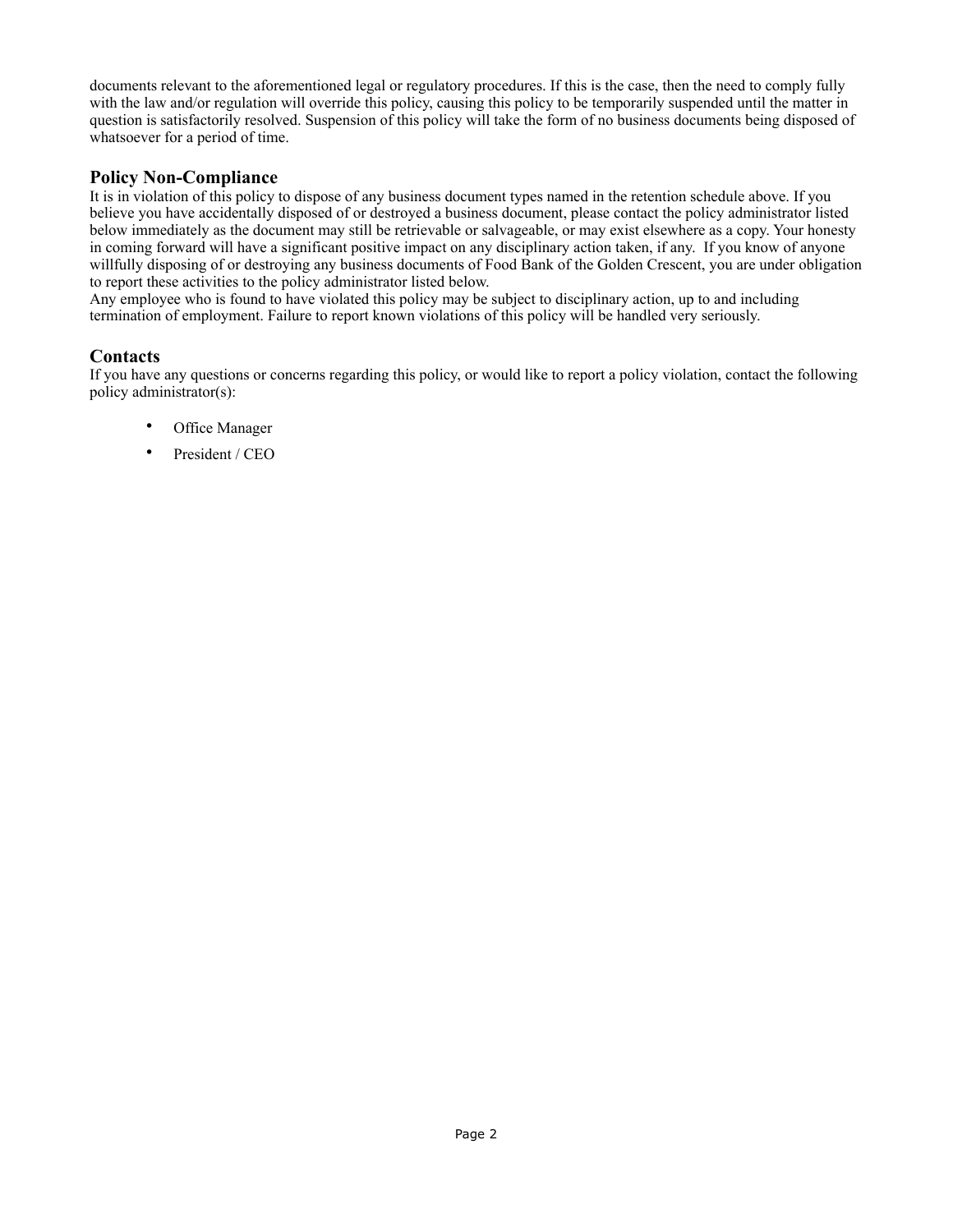documents relevant to the aforementioned legal or regulatory procedures. If this is the case, then the need to comply fully with the law and/or regulation will override this policy, causing this policy to be temporarily suspended until the matter in question is satisfactorily resolved. Suspension of this policy will take the form of no business documents being disposed of whatsoever for a period of time.

## Policy Non-Compliance

It is in violation of this policy to dispose of any business document types named in the retention schedule above. If you believe you have accidentally disposed of or destroyed a business document, please contact the policy administrator listed below immediately as the document may still be retrievable or salvageable, or may exist elsewhere as a copy. Your honesty in coming forward will have a significant positive impact on any disciplinary action taken, if any. If you know of anyone willfully disposing of or destroying any business documents of Food Bank of the Golden Crescent, you are under obligation to report these activities to the policy administrator listed below.

Any employee who is found to have violated this policy may be subject to disciplinary action, up to and including termination of employment. Failure to report known violations of this policy will be handled very seriously.

## Contacts

If you have any questions or concerns regarding this policy, or would like to report a policy violation, contact the following policy administrator(s):

- Office Manager
- President / CEO